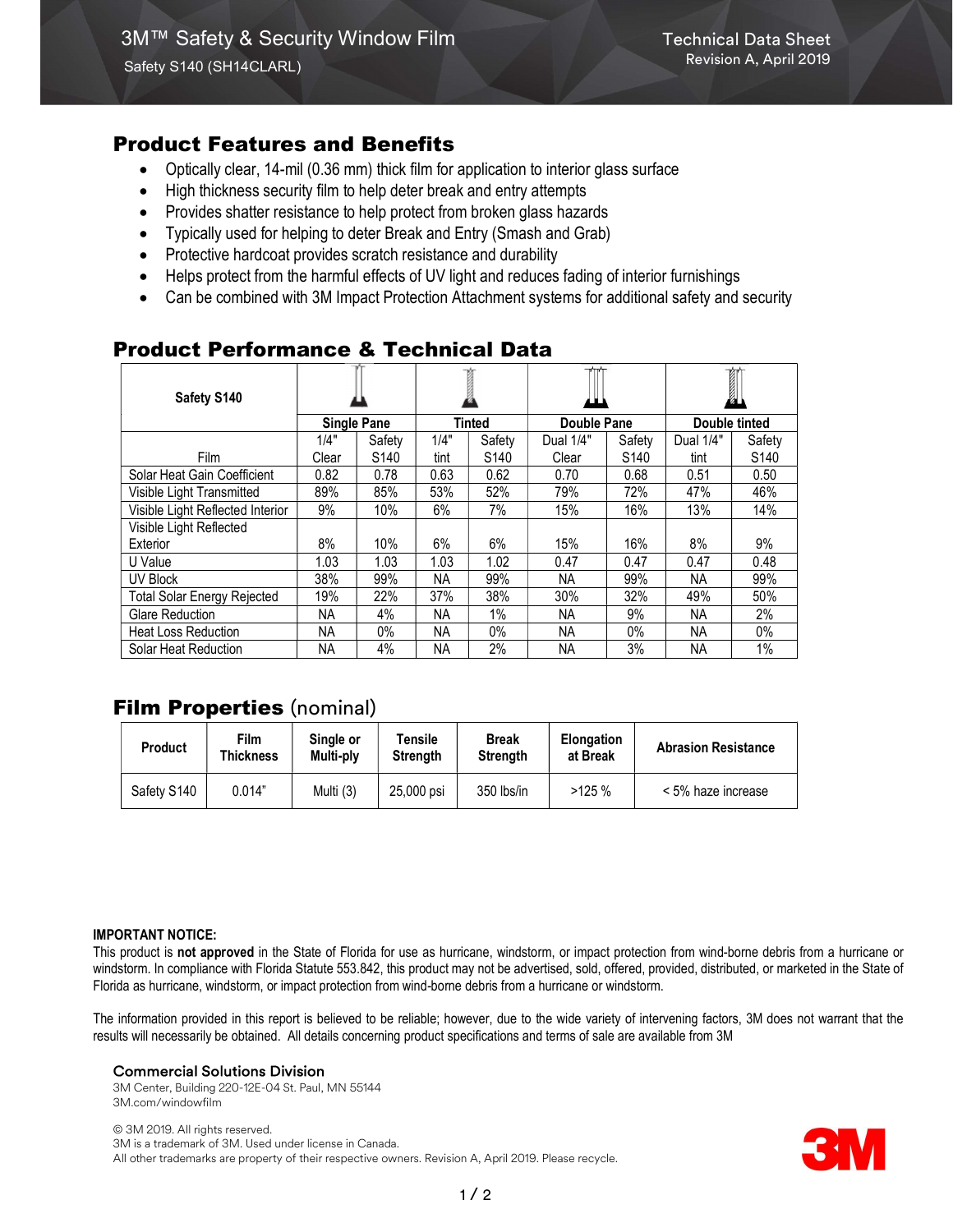# 3M™ Safety & Security Window Film

Safety S140 (SH14CLARL)

Technical Data Sheet
Revision A, April 2019

## Product Features and Benefits

- Optically clear, 14-mil (0.36 mm) thick film for application to interior glass surface
- High thickness security film to help deter break and entry attempts
- Provides shatter resistance to help protect from broken glass hazards
- Typically used for helping to deter Break and Entry (Smash and Grab)
- Protective hardcoat provides scratch resistance and durability
- Helps protect from the harmful effects of UV light and reduces fading of interior furnishings
- Can be combined with 3M Impact Protection Attachment systems for additional safety and security

## Product Performance & Technical Data

| Safety S140 | Single Pane | | Tinted | | Double Pane | | Double tinted | |
|---|---|---|---|---|---|---|---|---|
| Film | 1/4" Clear | Safety S140 | 1/4" tint | Safety S140 | Dual 1/4" Clear | Safety S140 | Dual 1/4" tint | Safety S140 |
| Solar Heat Gain Coefficient | 0.82 | 0.78 | 0.63 | 0.62 | 0.70 | 0.68 | 0.51 | 0.50 |
| Visible Light Transmitted | 89% | 85% | 53% | 52% | 79% | 72% | 47% | 46% |
| Visible Light Reflected Interior | 9% | 10% | 6% | 7% | 15% | 16% | 13% | 14% |
| Visible Light Reflected Exterior | 8% | 10% | 6% | 6% | 15% | 16% | 8% | 9% |
| U Value | 1.03 | 1.03 | 1.03 | 1.02 | 0.47 | 0.47 | 0.47 | 0.48 |
| UV Block | 38% | 99% | NA | 99% | NA | 99% | NA | 99% |
| Total Solar Energy Rejected | 19% | 22% | 37% | 38% | 30% | 32% | 49% | 50% |
| Glare Reduction | NA | 4% | NA | 1% | NA | 9% | NA | 2% |
| Heat Loss Reduction | NA | 0% | NA | 0% | NA | 0% | NA | 0% |
| Solar Heat Reduction | NA | 4% | NA | 2% | NA | 3% | NA | 1% |

## Film Properties (nominal)

| Product | Film Thickness | Single or Multi-ply | Tensile Strength | Break Strength | Elongation at Break | Abrasion Resistance |
|---|---|---|---|---|---|---|
| Safety S140 | 0.014" | Multi (3) | 25,000 psi | 350 lbs/in | >125 % | < 5% haze increase |

**IMPORTANT NOTICE:**

This product is **not approved** in the State of Florida for use as hurricane, windstorm, or impact protection from wind-borne debris from a hurricane or windstorm. In compliance with Florida Statute 553.842, this product may not be advertised, sold, offered, provided, distributed, or marketed in the State of Florida as hurricane, windstorm, or impact protection from wind-borne debris from a hurricane or windstorm.

The information provided in this report is believed to be reliable; however, due to the wide variety of intervening factors, 3M does not warrant that the results will necessarily be obtained. All details concerning product specifications and terms of sale are available from 3M

**Commercial Solutions Division**
3M Center, Building 220-12E-04 St. Paul, MN 55144
3M.com/windowfilm

© 3M 2019. All rights reserved.
3M is a trademark of 3M. Used under license in Canada.
All other trademarks are property of their respective owners. Revision A, April 2019. Please recycle.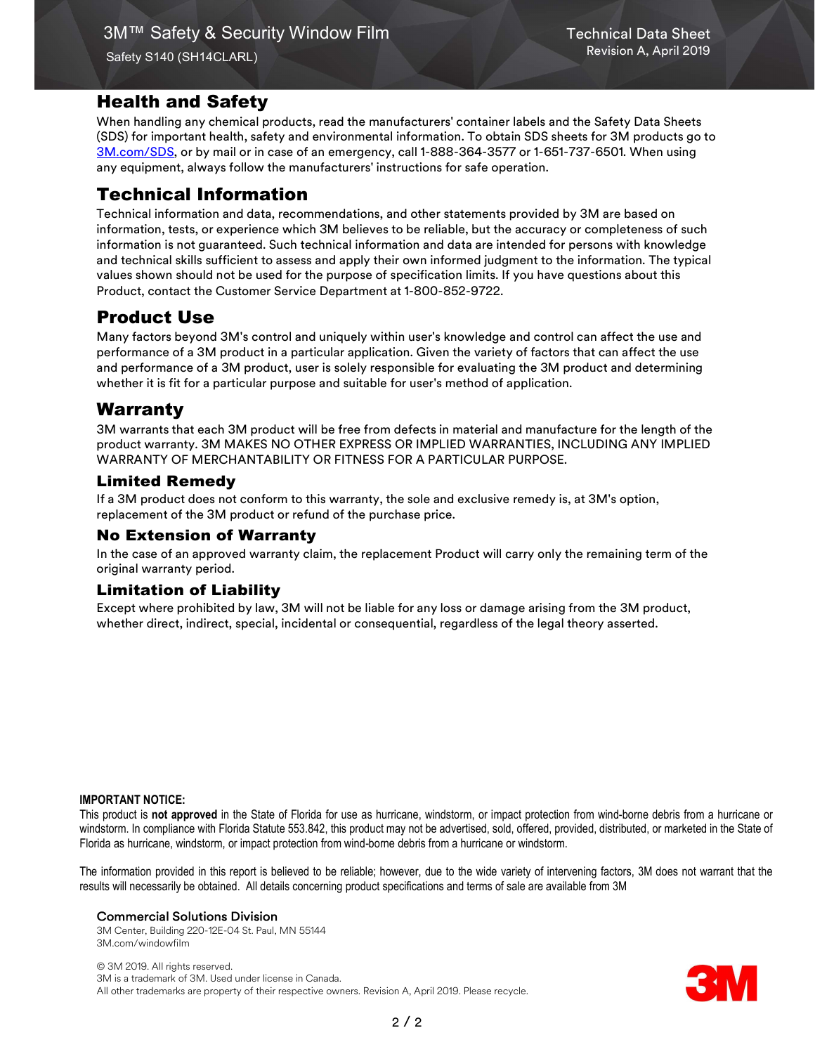## Health and Safety

When handling any chemical products, read the manufacturers' container labels and the Safety Data Sheets (SDS) for important health, safety and environmental information. To obtain SDS sheets for 3M products go to 3M.com/SDS, or by mail or in case of an emergency, call 1-888-364-3577 or 1-651-737-6501. When using any equipment, always follow the manufacturers' instructions for safe operation.

## Technical Information

Technical information and data, recommendations, and other statements provided by 3M are based on information, tests, or experience which 3M believes to be reliable, but the accuracy or completeness of such information is not guaranteed. Such technical information and data are intended for persons with knowledge and technical skills sufficient to assess and apply their own informed judgment to the information. The typical values shown should not be used for the purpose of specification limits. If you have questions about this Product, contact the Customer Service Department at 1-800-852-9722.

## Product Use

Many factors beyond 3M's control and uniquely within user's knowledge and control can affect the use and performance of a 3M product in a particular application. Given the variety of factors that can affect the use and performance of a 3M product, user is solely responsible for evaluating the 3M product and determining whether it is fit for a particular purpose and suitable for user's method of application.

## Warranty

3M warrants that each 3M product will be free from defects in material and manufacture for the length of the product warranty. 3M MAKES NO OTHER EXPRESS OR IMPLIED WARRANTIES, INCLUDING ANY IMPLIED WARRANTY OF MERCHANTABILITY OR FITNESS FOR A PARTICULAR PURPOSE.

### Limited Remedy

If a 3M product does not conform to this warranty, the sole and exclusive remedy is, at 3M's option, replacement of the 3M product or refund of the purchase price.

### No Extension of Warranty

In the case of an approved warranty claim, the replacement Product will carry only the remaining term of the original warranty period.

### Limitation of Liability

Except where prohibited by law, 3M will not be liable for any loss or damage arising from the 3M product, whether direct, indirect, special, incidental or consequential, regardless of the legal theory asserted.

**IMPORTANT NOTICE:**

This product is **not approved** in the State of Florida for use as hurricane, windstorm, or impact protection from wind-borne debris from a hurricane or windstorm. In compliance with Florida Statute 553.842, this product may not be advertised, sold, offered, provided, distributed, or marketed in the State of Florida as hurricane, windstorm, or impact protection from wind-borne debris from a hurricane or windstorm.

The information provided in this report is believed to be reliable; however, due to the wide variety of intervening factors, 3M does not warrant that the results will necessarily be obtained. All details concerning product specifications and terms of sale are available from 3M

**Commercial Solutions Division**
3M Center, Building 220-12E-04 St. Paul, MN 55144
3M.com/windowfilm

© 3M 2019. All rights reserved.
3M is a trademark of 3M. Used under license in Canada.
All other trademarks are property of their respective owners. Revision A, April 2019. Please recycle.